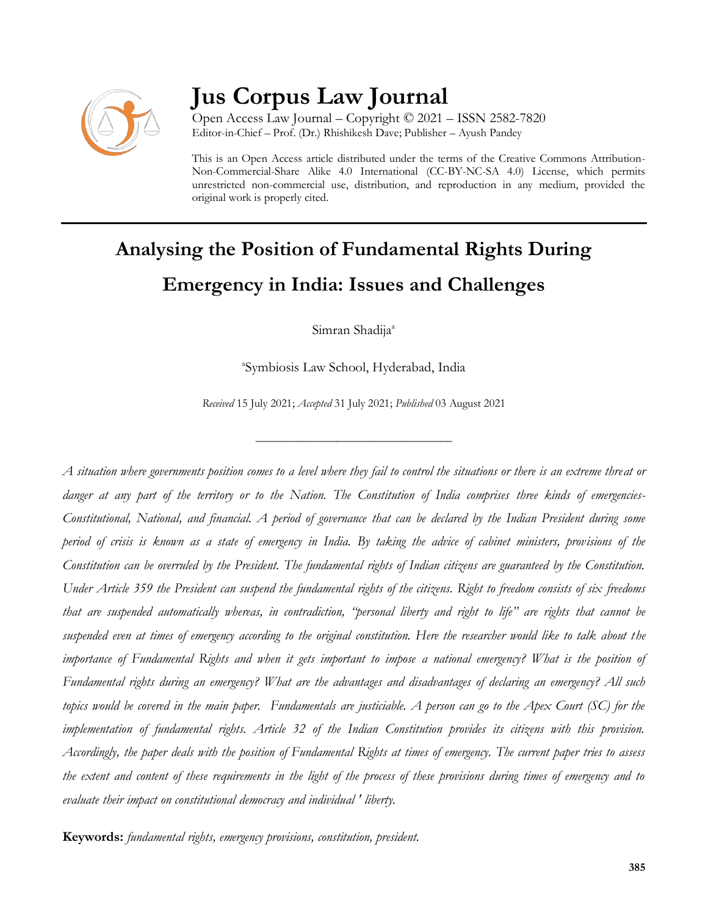# Jus Corpus Law Journal

Open Access Law Journal – Copyright © 2021 – ISSN 2582-7820
Editor-in-Chief – Prof. (Dr.) Rhishikesh Dave; Publisher – Ayush Pandey

This is an Open Access article distributed under the terms of the Creative Commons Attribution-Non-Commercial-Share Alike 4.0 International (CC-BY-NC-SA 4.0) License, which permits unrestricted non-commercial use, distribution, and reproduction in any medium, provided the original work is properly cited.

---

## Analysing the Position of Fundamental Rights During Emergency in India: Issues and Challenges

Simran Shadija[a]

[a]Symbiosis Law School, Hyderabad, India

*Received* 15 July 2021; *Accepted* 31 July 2021; *Published* 03 August 2021

---

*A situation where governments position comes to a level where they fail to control the situations or there is an extreme threat or danger at any part of the territory or to the Nation. The Constitution of India comprises three kinds of emergencies-Constitutional, National, and financial. A period of governance that can be declared by the Indian President during some period of crisis is known as a state of emergency in India. By taking the advice of cabinet ministers, provisions of the Constitution can be overruled by the President. The fundamental rights of Indian citizens are guaranteed by the Constitution. Under Article 359 the President can suspend the fundamental rights of the citizens. Right to freedom consists of six freedoms that are suspended automatically whereas, in contradiction, "personal liberty and right to life" are rights that cannot be suspended even at times of emergency according to the original constitution. Here the researcher would like to talk about the importance of Fundamental Rights and when it gets important to impose a national emergency? What is the position of Fundamental rights during an emergency? What are the advantages and disadvantages of declaring an emergency? All such topics would be covered in the main paper. Fundamentals are justiciable. A person can go to the Apex Court (SC) for the implementation of fundamental rights. Article 32 of the Indian Constitution provides its citizens with this provision. Accordingly, the paper deals with the position of Fundamental Rights at times of emergency. The current paper tries to assess the extent and content of these requirements in the light of the process of these provisions during times of emergency and to evaluate their impact on constitutional democracy and individual ' liberty.*

**Keywords:** *fundamental rights, emergency provisions, constitution, president.*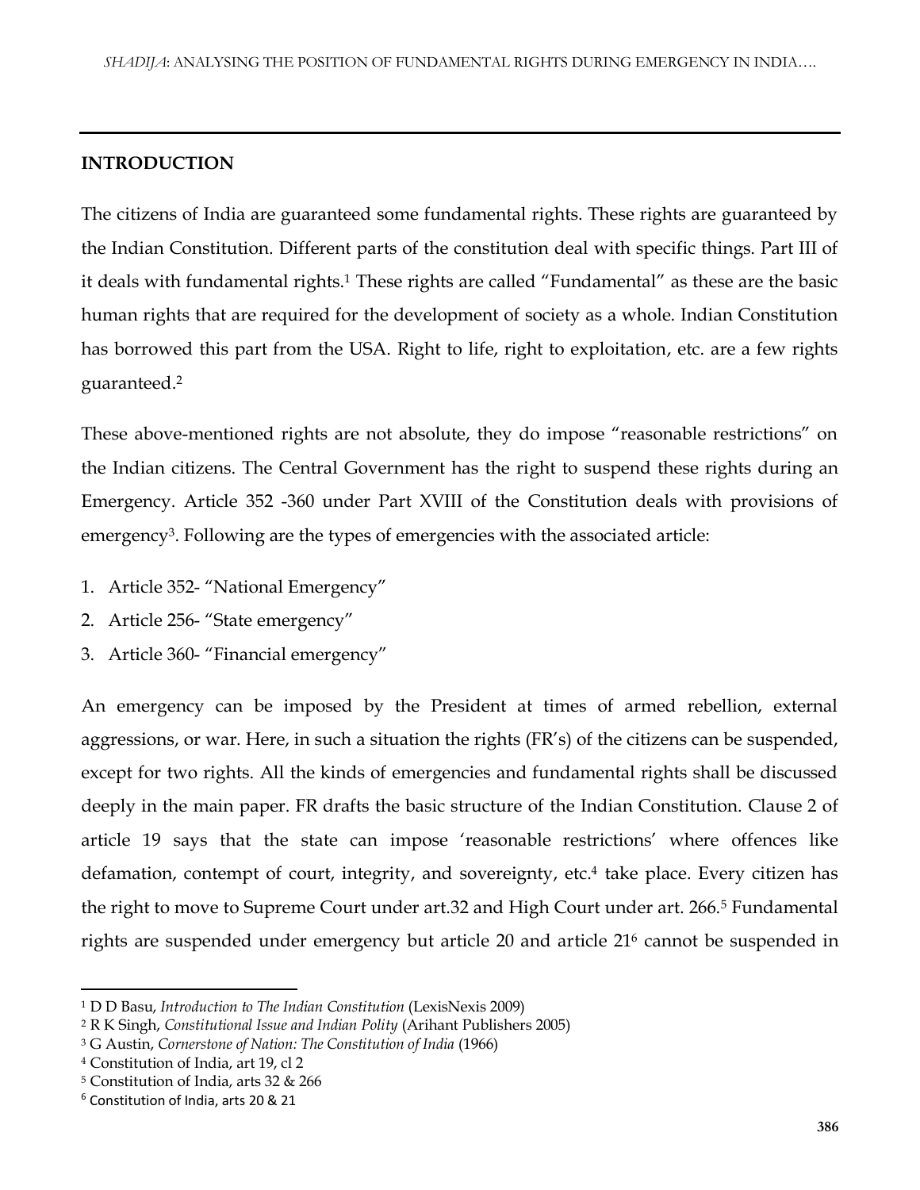## INTRODUCTION

The citizens of India are guaranteed some fundamental rights. These rights are guaranteed by the Indian Constitution. Different parts of the constitution deal with specific things. Part III of it deals with fundamental rights.[1] These rights are called "Fundamental" as these are the basic human rights that are required for the development of society as a whole. Indian Constitution has borrowed this part from the USA. Right to life, right to exploitation, etc. are a few rights guaranteed.[2]

These above-mentioned rights are not absolute, they do impose "reasonable restrictions" on the Indian citizens. The Central Government has the right to suspend these rights during an Emergency. Article 352 -360 under Part XVIII of the Constitution deals with provisions of emergency[3]. Following are the types of emergencies with the associated article:

1. Article 352- "National Emergency"
2. Article 256- "State emergency"
3. Article 360- "Financial emergency"

An emergency can be imposed by the President at times of armed rebellion, external aggressions, or war. Here, in such a situation the rights (FR's) of the citizens can be suspended, except for two rights. All the kinds of emergencies and fundamental rights shall be discussed deeply in the main paper. FR drafts the basic structure of the Indian Constitution. Clause 2 of article 19 says that the state can impose 'reasonable restrictions' where offences like defamation, contempt of court, integrity, and sovereignty, etc.[4] take place. Every citizen has the right to move to Supreme Court under art.32 and High Court under art. 266.[5] Fundamental rights are suspended under emergency but article 20 and article 21[6] cannot be suspended in

---

[1] D D Basu, *Introduction to The Indian Constitution* (LexisNexis 2009)

[2] R K Singh, *Constitutional Issue and Indian Polity* (Arihant Publishers 2005)

[3] G Austin, *Cornerstone of Nation: The Constitution of India* (1966)

[4] Constitution of India, art 19, cl 2

[5] Constitution of India, arts 32 & 266

[6] Constitution of India, arts 20 & 21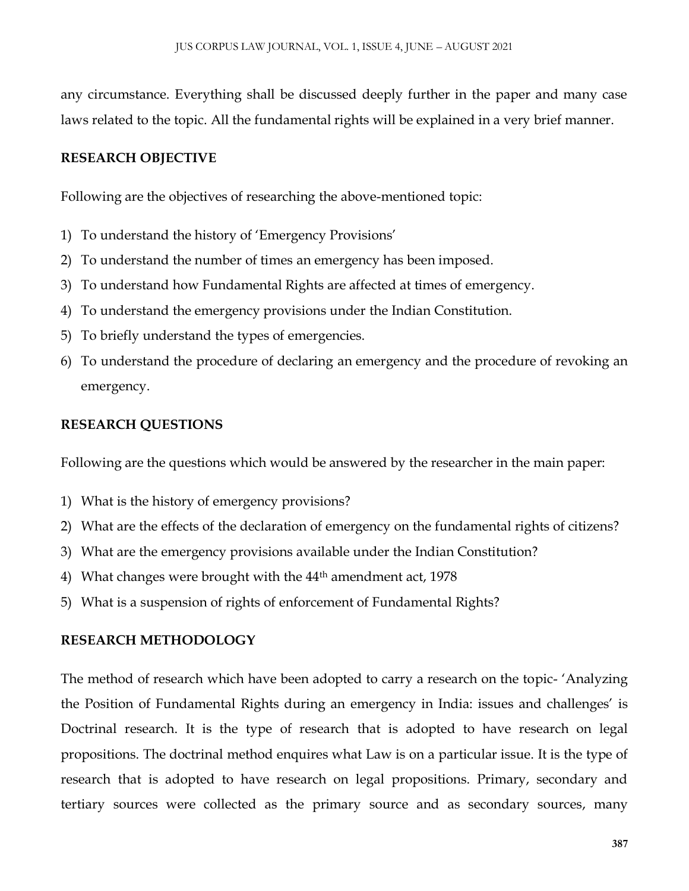any circumstance. Everything shall be discussed deeply further in the paper and many case laws related to the topic. All the fundamental rights will be explained in a very brief manner.

## RESEARCH OBJECTIVE

Following are the objectives of researching the above-mentioned topic:

1) To understand the history of 'Emergency Provisions'
2) To understand the number of times an emergency has been imposed.
3) To understand how Fundamental Rights are affected at times of emergency.
4) To understand the emergency provisions under the Indian Constitution.
5) To briefly understand the types of emergencies.
6) To understand the procedure of declaring an emergency and the procedure of revoking an emergency.

## RESEARCH QUESTIONS

Following are the questions which would be answered by the researcher in the main paper:

1) What is the history of emergency provisions?
2) What are the effects of the declaration of emergency on the fundamental rights of citizens?
3) What are the emergency provisions available under the Indian Constitution?
4) What changes were brought with the 44th amendment act, 1978
5) What is a suspension of rights of enforcement of Fundamental Rights?

## RESEARCH METHODOLOGY

The method of research which have been adopted to carry a research on the topic- 'Analyzing the Position of Fundamental Rights during an emergency in India: issues and challenges' is Doctrinal research. It is the type of research that is adopted to have research on legal propositions. The doctrinal method enquires what Law is on a particular issue. It is the type of research that is adopted to have research on legal propositions. Primary, secondary and tertiary sources were collected as the primary source and as secondary sources, many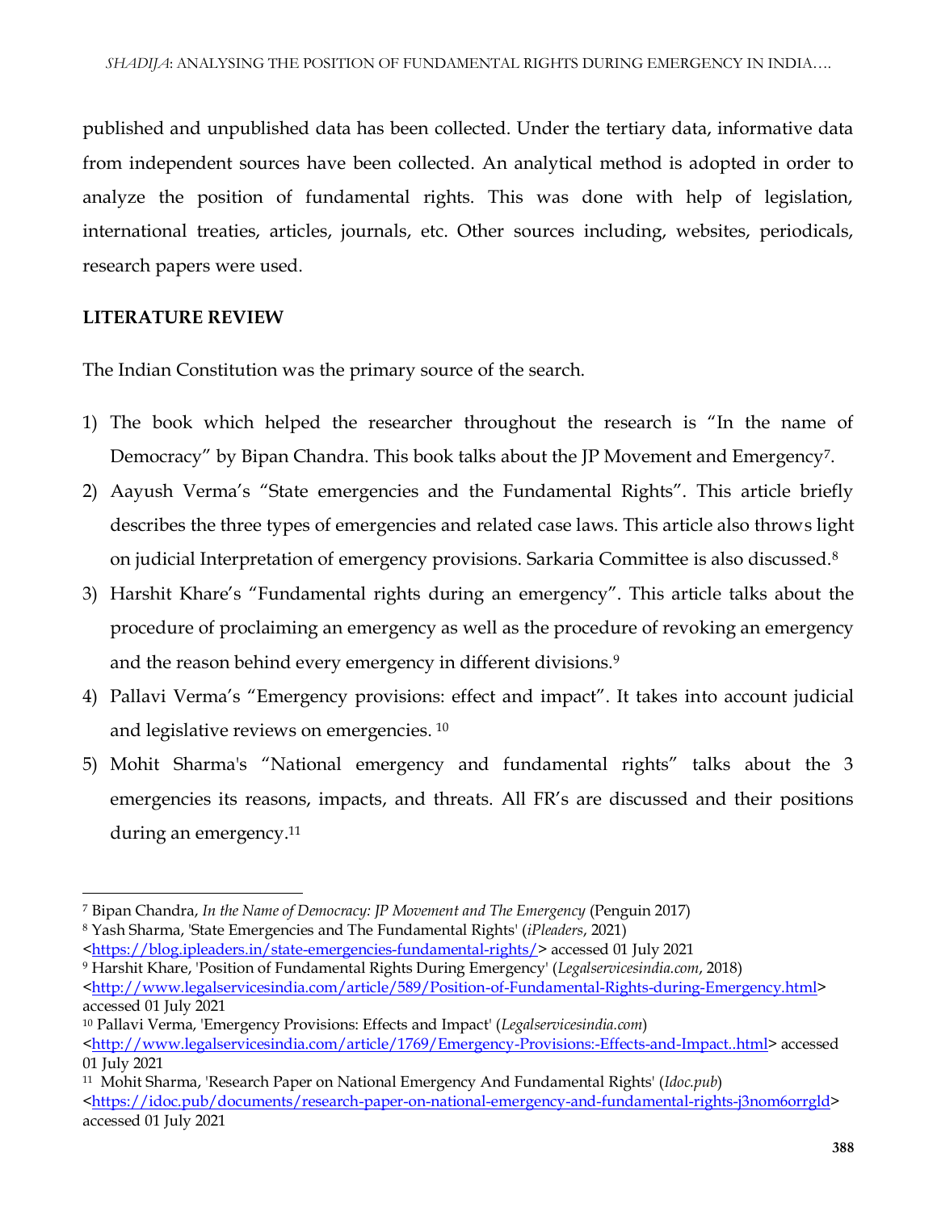published and unpublished data has been collected. Under the tertiary data, informative data from independent sources have been collected. An analytical method is adopted in order to analyze the position of fundamental rights. This was done with help of legislation, international treaties, articles, journals, etc. Other sources including, websites, periodicals, research papers were used.

**LITERATURE REVIEW**

The Indian Constitution was the primary source of the search.

1) The book which helped the researcher throughout the research is "In the name of Democracy" by Bipan Chandra. This book talks about the JP Movement and Emergency[7].
2) Aayush Verma's "State emergencies and the Fundamental Rights". This article briefly describes the three types of emergencies and related case laws. This article also throws light on judicial Interpretation of emergency provisions. Sarkaria Committee is also discussed.[8]
3) Harshit Khare's "Fundamental rights during an emergency". This article talks about the procedure of proclaiming an emergency as well as the procedure of revoking an emergency and the reason behind every emergency in different divisions.[9]
4) Pallavi Verma's "Emergency provisions: effect and impact". It takes into account judicial and legislative reviews on emergencies. [10]
5) Mohit Sharma's "National emergency and fundamental rights" talks about the 3 emergencies its reasons, impacts, and threats. All FR's are discussed and their positions during an emergency.[11]

---

[7] Bipan Chandra, *In the Name of Democracy: JP Movement and The Emergency* (Penguin 2017)

[8] Yash Sharma, 'State Emergencies and The Fundamental Rights' (*iPleaders*, 2021) <https://blog.ipleaders.in/state-emergencies-fundamental-rights/> accessed 01 July 2021

[9] Harshit Khare, 'Position of Fundamental Rights During Emergency' (*Legalservicesindia.com*, 2018) <http://www.legalservicesindia.com/article/589/Position-of-Fundamental-Rights-during-Emergency.html> accessed 01 July 2021

[10] Pallavi Verma, 'Emergency Provisions: Effects and Impact' (*Legalservicesindia.com*) <http://www.legalservicesindia.com/article/1769/Emergency-Provisions:-Effects-and-Impact..html> accessed 01 July 2021

[11] Mohit Sharma, 'Research Paper on National Emergency And Fundamental Rights' (*Idoc.pub*) <https://idoc.pub/documents/research-paper-on-national-emergency-and-fundamental-rights-j3nom6orrgld> accessed 01 July 2021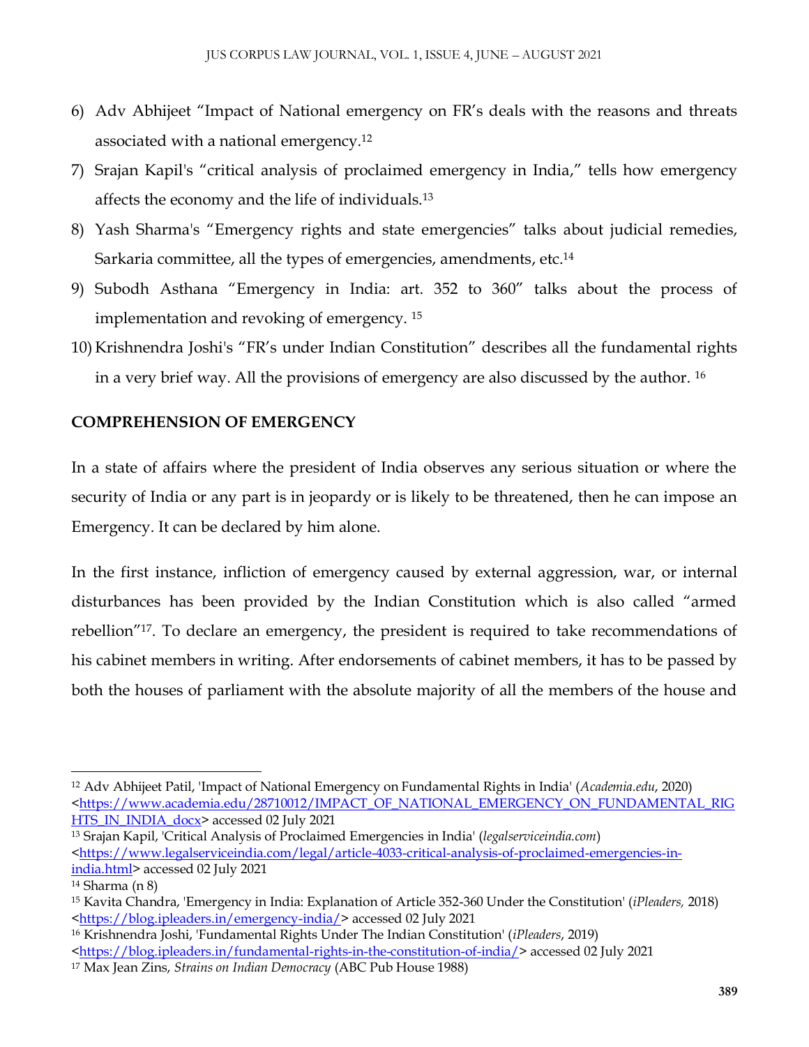6) Adv Abhijeet "Impact of National emergency on FR's deals with the reasons and threats associated with a national emergency.[12]
7) Srajan Kapil's "critical analysis of proclaimed emergency in India," tells how emergency affects the economy and the life of individuals.[13]
8) Yash Sharma's "Emergency rights and state emergencies" talks about judicial remedies, Sarkaria committee, all the types of emergencies, amendments, etc.[14]
9) Subodh Asthana "Emergency in India: art. 352 to 360" talks about the process of implementation and revoking of emergency. [15]
10) Krishnendra Joshi's "FR's under Indian Constitution" describes all the fundamental rights in a very brief way. All the provisions of emergency are also discussed by the author. [16]

## COMPREHENSION OF EMERGENCY

In a state of affairs where the president of India observes any serious situation or where the security of India or any part is in jeopardy or is likely to be threatened, then he can impose an Emergency. It can be declared by him alone.

In the first instance, infliction of emergency caused by external aggression, war, or internal disturbances has been provided by the Indian Constitution which is also called "armed rebellion"[17]. To declare an emergency, the president is required to take recommendations of his cabinet members in writing. After endorsements of cabinet members, it has to be passed by both the houses of parliament with the absolute majority of all the members of the house and

---

[12] Adv Abhijeet Patil, 'Impact of National Emergency on Fundamental Rights in India' (*Academia.edu*, 2020) <https://www.academia.edu/28710012/IMPACT_OF_NATIONAL_EMERGENCY_ON_FUNDAMENTAL_RIGHTS_IN_INDIA_docx> accessed 02 July 2021

[13] Srajan Kapil, 'Critical Analysis of Proclaimed Emergencies in India' (*legalserviceindia.com*) <https://www.legalserviceindia.com/legal/article-4033-critical-analysis-of-proclaimed-emergencies-in-india.html> accessed 02 July 2021

[14] Sharma (n 8)

[15] Kavita Chandra, 'Emergency in India: Explanation of Article 352-360 Under the Constitution' (*iPleaders,* 2018) <https://blog.ipleaders.in/emergency-india/> accessed 02 July 2021

[16] Krishnendra Joshi, 'Fundamental Rights Under The Indian Constitution' (*iPleaders*, 2019) <https://blog.ipleaders.in/fundamental-rights-in-the-constitution-of-india/> accessed 02 July 2021

[17] Max Jean Zins, *Strains on Indian Democracy* (ABC Pub House 1988)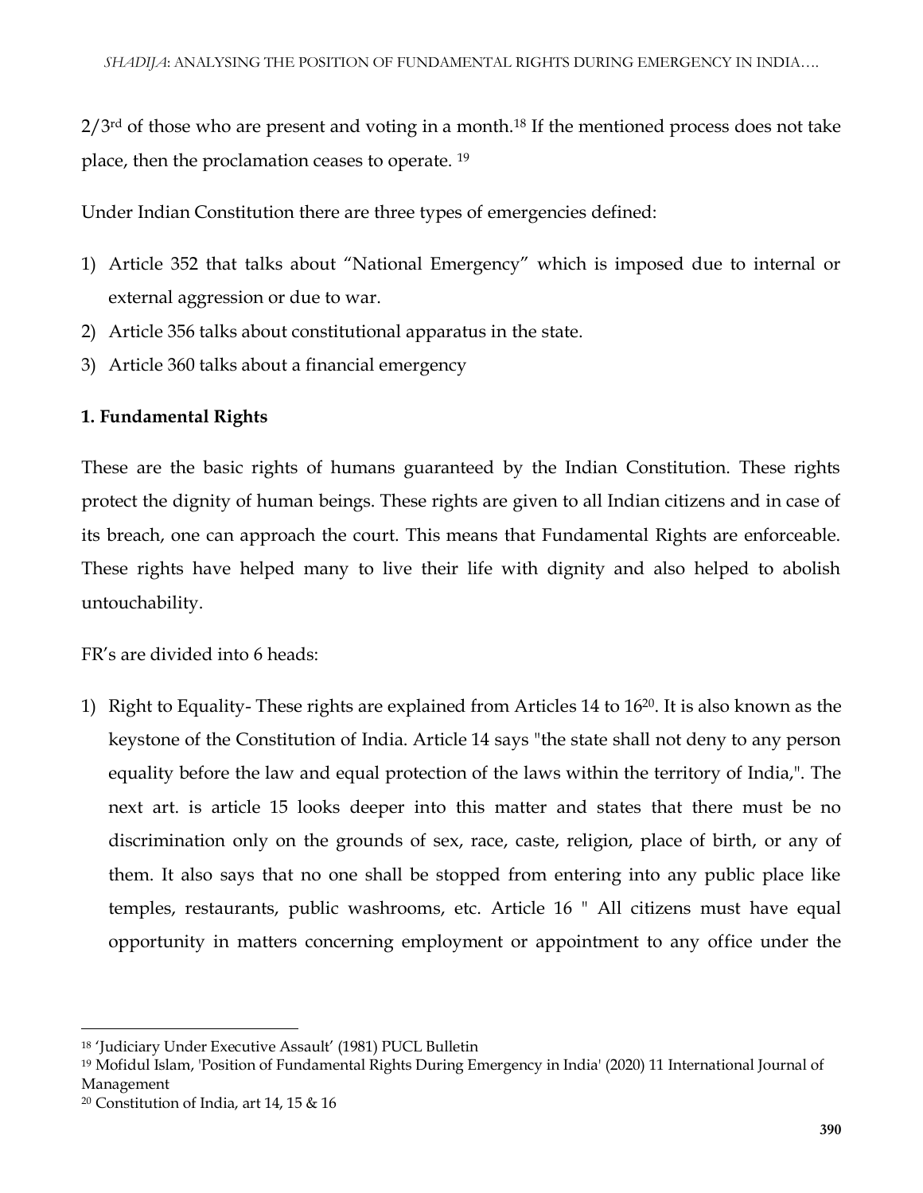2/3rd of those who are present and voting in a month.[18] If the mentioned process does not take place, then the proclamation ceases to operate. [19]

Under Indian Constitution there are three types of emergencies defined:

1) Article 352 that talks about "National Emergency" which is imposed due to internal or external aggression or due to war.
2) Article 356 talks about constitutional apparatus in the state.
3) Article 360 talks about a financial emergency

**1. Fundamental Rights**

These are the basic rights of humans guaranteed by the Indian Constitution. These rights protect the dignity of human beings. These rights are given to all Indian citizens and in case of its breach, one can approach the court. This means that Fundamental Rights are enforceable. These rights have helped many to live their life with dignity and also helped to abolish untouchability.

FR's are divided into 6 heads:

1) Right to Equality- These rights are explained from Articles 14 to 16[20]. It is also known as the keystone of the Constitution of India. Article 14 says "the state shall not deny to any person equality before the law and equal protection of the laws within the territory of India,". The next art. is article 15 looks deeper into this matter and states that there must be no discrimination only on the grounds of sex, race, caste, religion, place of birth, or any of them. It also says that no one shall be stopped from entering into any public place like temples, restaurants, public washrooms, etc. Article 16 " All citizens must have equal opportunity in matters concerning employment or appointment to any office under the

---

[18] 'Judiciary Under Executive Assault' (1981) PUCL Bulletin

[19] Mofidul Islam, 'Position of Fundamental Rights During Emergency in India' (2020) 11 International Journal of Management

[20] Constitution of India, art 14, 15 & 16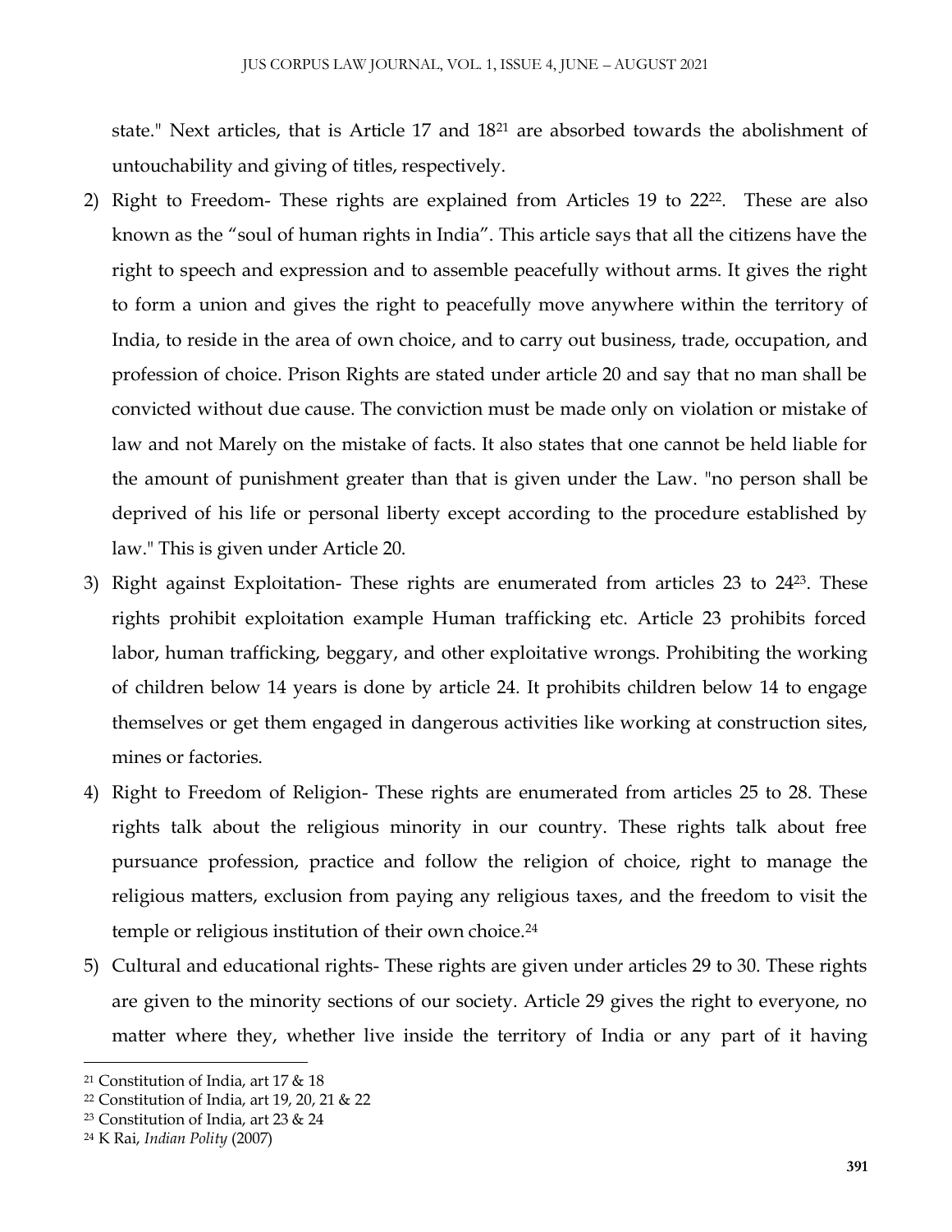state." Next articles, that is Article 17 and 18[21] are absorbed towards the abolishment of untouchability and giving of titles, respectively.

2) Right to Freedom- These rights are explained from Articles 19 to 22[22]. These are also known as the "soul of human rights in India". This article says that all the citizens have the right to speech and expression and to assemble peacefully without arms. It gives the right to form a union and gives the right to peacefully move anywhere within the territory of India, to reside in the area of own choice, and to carry out business, trade, occupation, and profession of choice. Prison Rights are stated under article 20 and say that no man shall be convicted without due cause. The conviction must be made only on violation or mistake of law and not Marely on the mistake of facts. It also states that one cannot be held liable for the amount of punishment greater than that is given under the Law. "no person shall be deprived of his life or personal liberty except according to the procedure established by law." This is given under Article 20.
3) Right against Exploitation- These rights are enumerated from articles 23 to 24[23]. These rights prohibit exploitation example Human trafficking etc. Article 23 prohibits forced labor, human trafficking, beggary, and other exploitative wrongs. Prohibiting the working of children below 14 years is done by article 24. It prohibits children below 14 to engage themselves or get them engaged in dangerous activities like working at construction sites, mines or factories.
4) Right to Freedom of Religion- These rights are enumerated from articles 25 to 28. These rights talk about the religious minority in our country. These rights talk about free pursuance profession, practice and follow the religion of choice, right to manage the religious matters, exclusion from paying any religious taxes, and the freedom to visit the temple or religious institution of their own choice.[24]
5) Cultural and educational rights- These rights are given under articles 29 to 30. These rights are given to the minority sections of our society. Article 29 gives the right to everyone, no matter where they, whether live inside the territory of India or any part of it having

---

[21] Constitution of India, art 17 & 18

[22] Constitution of India, art 19, 20, 21 & 22

[23] Constitution of India, art 23 & 24

[24] K Rai, *Indian Polity* (2007)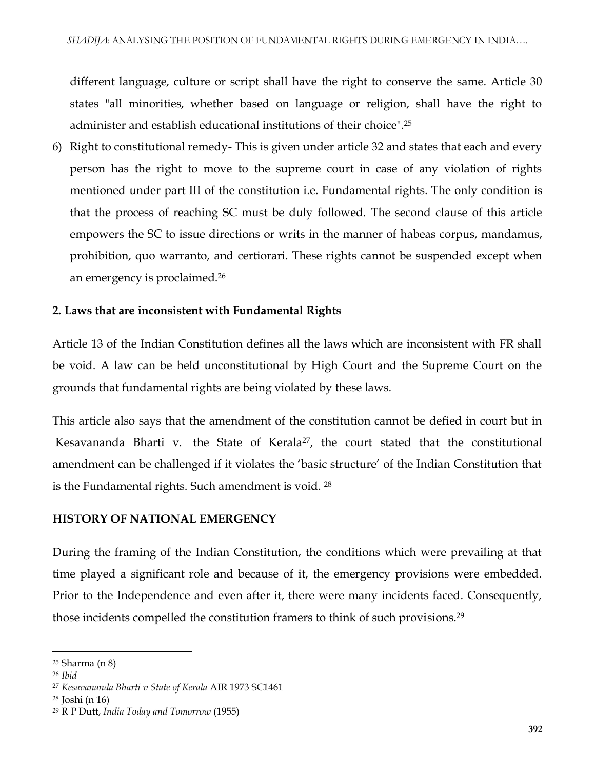different language, culture or script shall have the right to conserve the same. Article 30 states "all minorities, whether based on language or religion, shall have the right to administer and establish educational institutions of their choice".[25]

6) Right to constitutional remedy- This is given under article 32 and states that each and every person has the right to move to the supreme court in case of any violation of rights mentioned under part III of the constitution i.e. Fundamental rights. The only condition is that the process of reaching SC must be duly followed. The second clause of this article empowers the SC to issue directions or writs in the manner of habeas corpus, mandamus, prohibition, quo warranto, and certiorari. These rights cannot be suspended except when an emergency is proclaimed.[26]

**2. Laws that are inconsistent with Fundamental Rights**

Article 13 of the Indian Constitution defines all the laws which are inconsistent with FR shall be void. A law can be held unconstitutional by High Court and the Supreme Court on the grounds that fundamental rights are being violated by these laws.

This article also says that the amendment of the constitution cannot be defied in court but in Kesavananda Bharti v. the State of Kerala[27], the court stated that the constitutional amendment can be challenged if it violates the 'basic structure' of the Indian Constitution that is the Fundamental rights. Such amendment is void. [28]

**HISTORY OF NATIONAL EMERGENCY**

During the framing of the Indian Constitution, the conditions which were prevailing at that time played a significant role and because of it, the emergency provisions were embedded. Prior to the Independence and even after it, there were many incidents faced. Consequently, those incidents compelled the constitution framers to think of such provisions.[29]

---

[25] Sharma (n 8)

[26] *Ibid*

[27] *Kesavananda Bharti v State of Kerala* AIR 1973 SC1461

[28] Joshi (n 16)

[29] R P Dutt, *India Today and Tomorrow* (1955)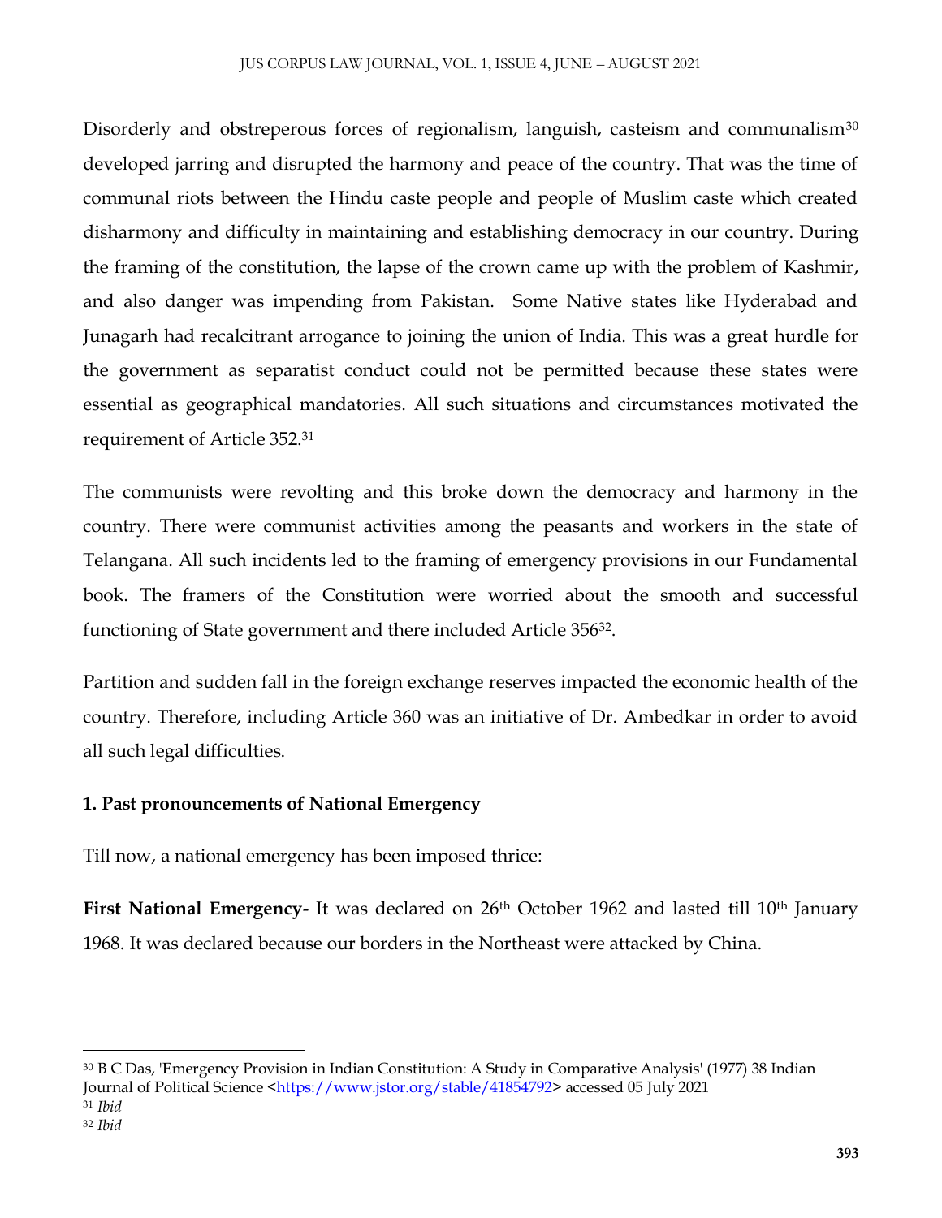Disorderly and obstreperous forces of regionalism, languish, casteism and communalism[30] developed jarring and disrupted the harmony and peace of the country. That was the time of communal riots between the Hindu caste people and people of Muslim caste which created disharmony and difficulty in maintaining and establishing democracy in our country. During the framing of the constitution, the lapse of the crown came up with the problem of Kashmir, and also danger was impending from Pakistan. Some Native states like Hyderabad and Junagarh had recalcitrant arrogance to joining the union of India. This was a great hurdle for the government as separatist conduct could not be permitted because these states were essential as geographical mandatories. All such situations and circumstances motivated the requirement of Article 352.[31]

The communists were revolting and this broke down the democracy and harmony in the country. There were communist activities among the peasants and workers in the state of Telangana. All such incidents led to the framing of emergency provisions in our Fundamental book. The framers of the Constitution were worried about the smooth and successful functioning of State government and there included Article 356[32].

Partition and sudden fall in the foreign exchange reserves impacted the economic health of the country. Therefore, including Article 360 was an initiative of Dr. Ambedkar in order to avoid all such legal difficulties.

**1. Past pronouncements of National Emergency**

Till now, a national emergency has been imposed thrice:

**First National Emergency**- It was declared on 26th October 1962 and lasted till 10th January 1968. It was declared because our borders in the Northeast were attacked by China.

---

[30] B C Das, 'Emergency Provision in Indian Constitution: A Study in Comparative Analysis' (1977) 38 Indian Journal of Political Science <https://www.jstor.org/stable/41854792> accessed 05 July 2021

[31] *Ibid*

[32] *Ibid*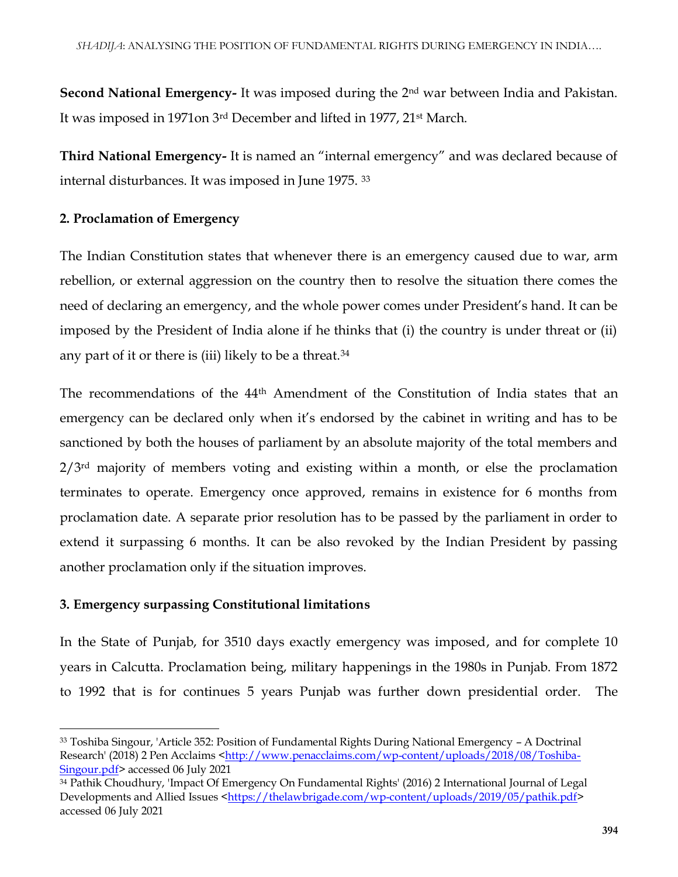**Second National Emergency-** It was imposed during the 2nd war between India and Pakistan. It was imposed in 1971on 3rd December and lifted in 1977, 21st March.

**Third National Emergency-** It is named an "internal emergency" and was declared because of internal disturbances. It was imposed in June 1975. [33]

**2. Proclamation of Emergency**

The Indian Constitution states that whenever there is an emergency caused due to war, arm rebellion, or external aggression on the country then to resolve the situation there comes the need of declaring an emergency, and the whole power comes under President's hand. It can be imposed by the President of India alone if he thinks that (i) the country is under threat or (ii) any part of it or there is (iii) likely to be a threat.[34]

The recommendations of the 44th Amendment of the Constitution of India states that an emergency can be declared only when it's endorsed by the cabinet in writing and has to be sanctioned by both the houses of parliament by an absolute majority of the total members and 2/3rd majority of members voting and existing within a month, or else the proclamation terminates to operate. Emergency once approved, remains in existence for 6 months from proclamation date. A separate prior resolution has to be passed by the parliament in order to extend it surpassing 6 months. It can be also revoked by the Indian President by passing another proclamation only if the situation improves.

**3. Emergency surpassing Constitutional limitations**

In the State of Punjab, for 3510 days exactly emergency was imposed, and for complete 10 years in Calcutta. Proclamation being, military happenings in the 1980s in Punjab. From 1872 to 1992 that is for continues 5 years Punjab was further down presidential order. The

---

[33] Toshiba Singour, 'Article 352: Position of Fundamental Rights During National Emergency – A Doctrinal Research' (2018) 2 Pen Acclaims <http://www.penacclaims.com/wp-content/uploads/2018/08/Toshiba-Singour.pdf> accessed 06 July 2021

[34] Pathik Choudhury, 'Impact Of Emergency On Fundamental Rights' (2016) 2 International Journal of Legal Developments and Allied Issues <https://thelawbrigade.com/wp-content/uploads/2019/05/pathik.pdf> accessed 06 July 2021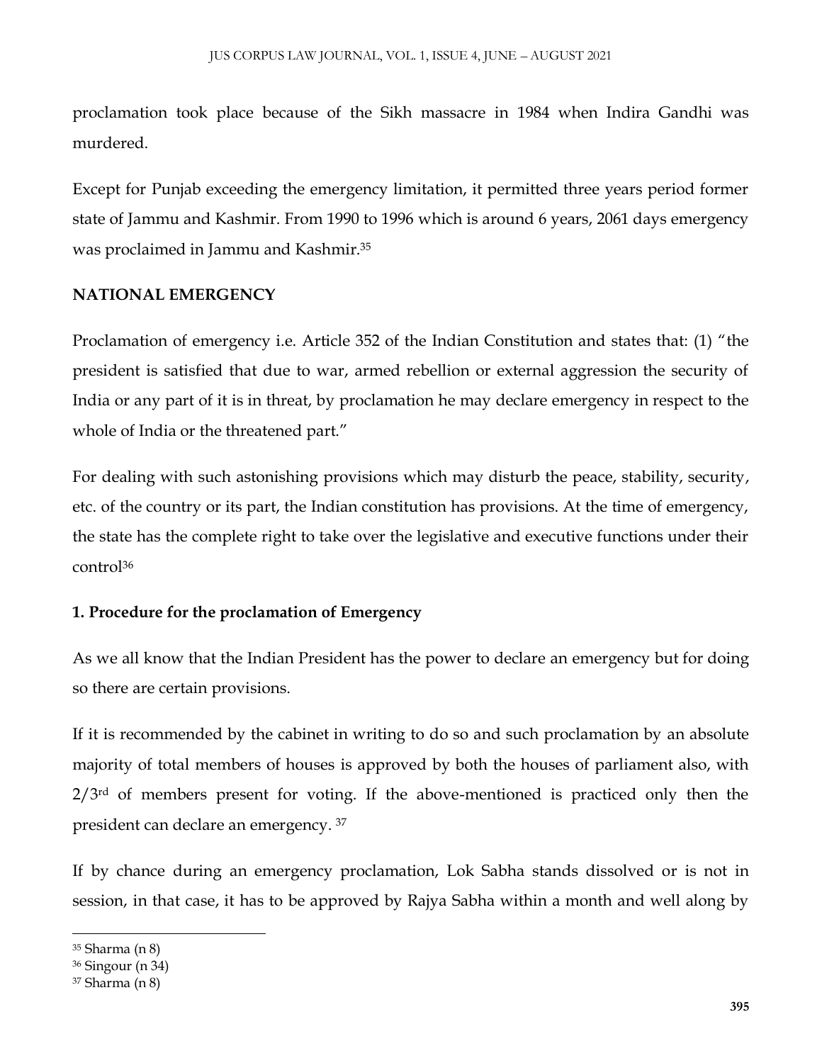proclamation took place because of the Sikh massacre in 1984 when Indira Gandhi was murdered.

Except for Punjab exceeding the emergency limitation, it permitted three years period former state of Jammu and Kashmir. From 1990 to 1996 which is around 6 years, 2061 days emergency was proclaimed in Jammu and Kashmir.[35]

## NATIONAL EMERGENCY

Proclamation of emergency i.e. Article 352 of the Indian Constitution and states that: (1) "the president is satisfied that due to war, armed rebellion or external aggression the security of India or any part of it is in threat, by proclamation he may declare emergency in respect to the whole of India or the threatened part."

For dealing with such astonishing provisions which may disturb the peace, stability, security, etc. of the country or its part, the Indian constitution has provisions. At the time of emergency, the state has the complete right to take over the legislative and executive functions under their control[36]

### 1. Procedure for the proclamation of Emergency

As we all know that the Indian President has the power to declare an emergency but for doing so there are certain provisions.

If it is recommended by the cabinet in writing to do so and such proclamation by an absolute majority of total members of houses is approved by both the houses of parliament also, with 2/3rd of members present for voting. If the above-mentioned is practiced only then the president can declare an emergency. [37]

If by chance during an emergency proclamation, Lok Sabha stands dissolved or is not in session, in that case, it has to be approved by Rajya Sabha within a month and well along by

---

[35] Sharma (n 8)

[36] Singour (n 34)

[37] Sharma (n 8)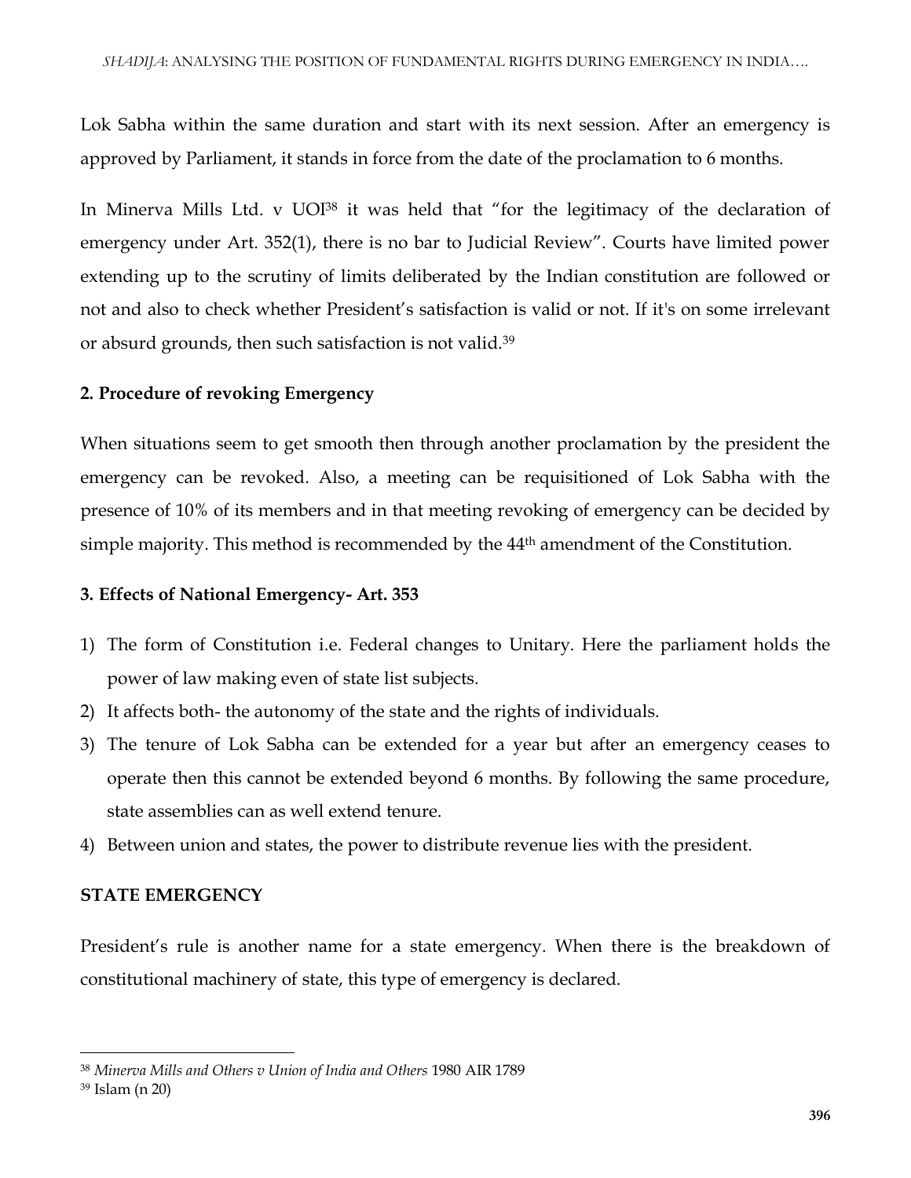Lok Sabha within the same duration and start with its next session. After an emergency is approved by Parliament, it stands in force from the date of the proclamation to 6 months.

In Minerva Mills Ltd. v UOI[38] it was held that "for the legitimacy of the declaration of emergency under Art. 352(1), there is no bar to Judicial Review". Courts have limited power extending up to the scrutiny of limits deliberated by the Indian constitution are followed or not and also to check whether President's satisfaction is valid or not. If it's on some irrelevant or absurd grounds, then such satisfaction is not valid.[39]

**2. Procedure of revoking Emergency**

When situations seem to get smooth then through another proclamation by the president the emergency can be revoked. Also, a meeting can be requisitioned of Lok Sabha with the presence of 10% of its members and in that meeting revoking of emergency can be decided by simple majority. This method is recommended by the 44th amendment of the Constitution.

**3. Effects of National Emergency- Art. 353**

1) The form of Constitution i.e. Federal changes to Unitary. Here the parliament holds the power of law making even of state list subjects.
2) It affects both- the autonomy of the state and the rights of individuals.
3) The tenure of Lok Sabha can be extended for a year but after an emergency ceases to operate then this cannot be extended beyond 6 months. By following the same procedure, state assemblies can as well extend tenure.
4) Between union and states, the power to distribute revenue lies with the president.

**STATE EMERGENCY**

President's rule is another name for a state emergency. When there is the breakdown of constitutional machinery of state, this type of emergency is declared.

---

[38] *Minerva Mills and Others v Union of India and Others* 1980 AIR 1789

[39] Islam (n 20)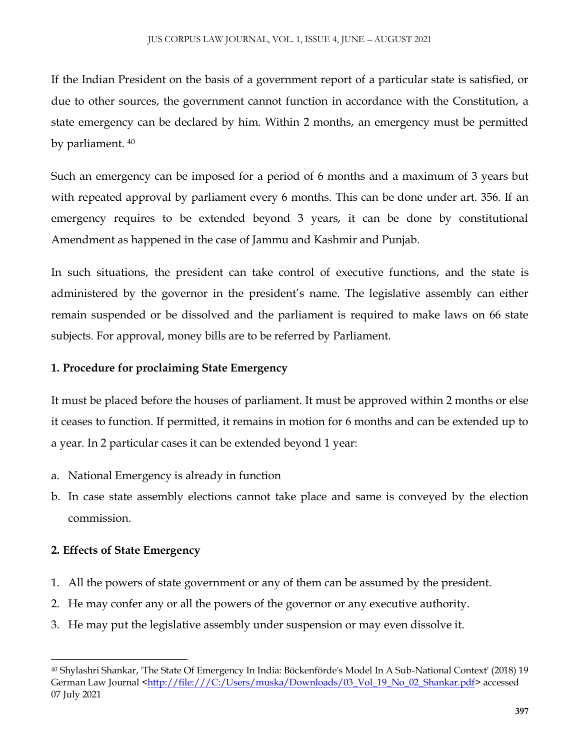If the Indian President on the basis of a government report of a particular state is satisfied, or due to other sources, the government cannot function in accordance with the Constitution, a state emergency can be declared by him. Within 2 months, an emergency must be permitted by parliament. [40]

Such an emergency can be imposed for a period of 6 months and a maximum of 3 years but with repeated approval by parliament every 6 months. This can be done under art. 356. If an emergency requires to be extended beyond 3 years, it can be done by constitutional Amendment as happened in the case of Jammu and Kashmir and Punjab.

In such situations, the president can take control of executive functions, and the state is administered by the governor in the president's name. The legislative assembly can either remain suspended or be dissolved and the parliament is required to make laws on 66 state subjects. For approval, money bills are to be referred by Parliament.

**1. Procedure for proclaiming State Emergency**

It must be placed before the houses of parliament. It must be approved within 2 months or else it ceases to function. If permitted, it remains in motion for 6 months and can be extended up to a year. In 2 particular cases it can be extended beyond 1 year:

a. National Emergency is already in function
b. In case state assembly elections cannot take place and same is conveyed by the election commission.

**2. Effects of State Emergency**

1. All the powers of state government or any of them can be assumed by the president.
2. He may confer any or all the powers of the governor or any executive authority.
3. He may put the legislative assembly under suspension or may even dissolve it.

---

[40] Shylashri Shankar, 'The State Of Emergency In India: Böckenförde's Model In A Sub-National Context' (2018) 19 German Law Journal <http://file:///C:/Users/muska/Downloads/03_Vol_19_No_02_Shankar.pdf> accessed 07 July 2021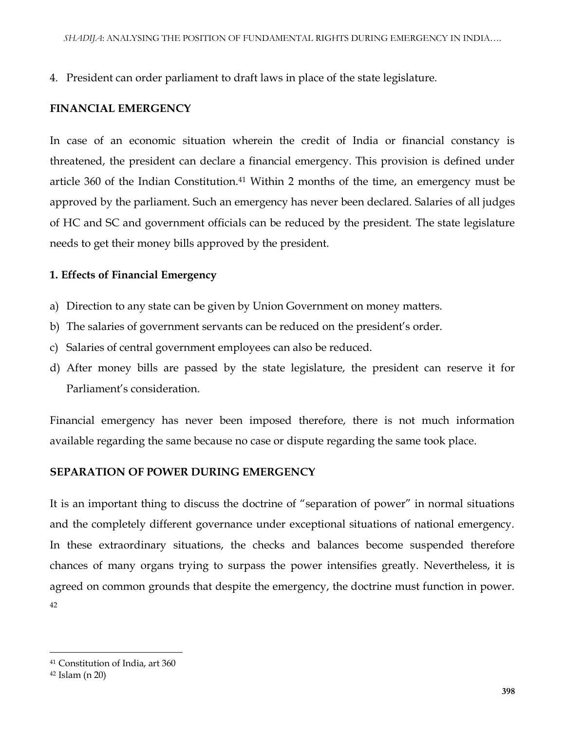4. President can order parliament to draft laws in place of the state legislature.

## FINANCIAL EMERGENCY

In case of an economic situation wherein the credit of India or financial constancy is threatened, the president can declare a financial emergency. This provision is defined under article 360 of the Indian Constitution.[41] Within 2 months of the time, an emergency must be approved by the parliament. Such an emergency has never been declared. Salaries of all judges of HC and SC and government officials can be reduced by the president. The state legislature needs to get their money bills approved by the president.

### 1. Effects of Financial Emergency

a) Direction to any state can be given by Union Government on money matters.
b) The salaries of government servants can be reduced on the president's order.
c) Salaries of central government employees can also be reduced.
d) After money bills are passed by the state legislature, the president can reserve it for Parliament's consideration.

Financial emergency has never been imposed therefore, there is not much information available regarding the same because no case or dispute regarding the same took place.

## SEPARATION OF POWER DURING EMERGENCY

It is an important thing to discuss the doctrine of "separation of power" in normal situations and the completely different governance under exceptional situations of national emergency. In these extraordinary situations, the checks and balances become suspended therefore chances of many organs trying to surpass the power intensifies greatly. Nevertheless, it is agreed on common grounds that despite the emergency, the doctrine must function in power.[42]

---

[41] Constitution of India, art 360

[42] Islam (n 20)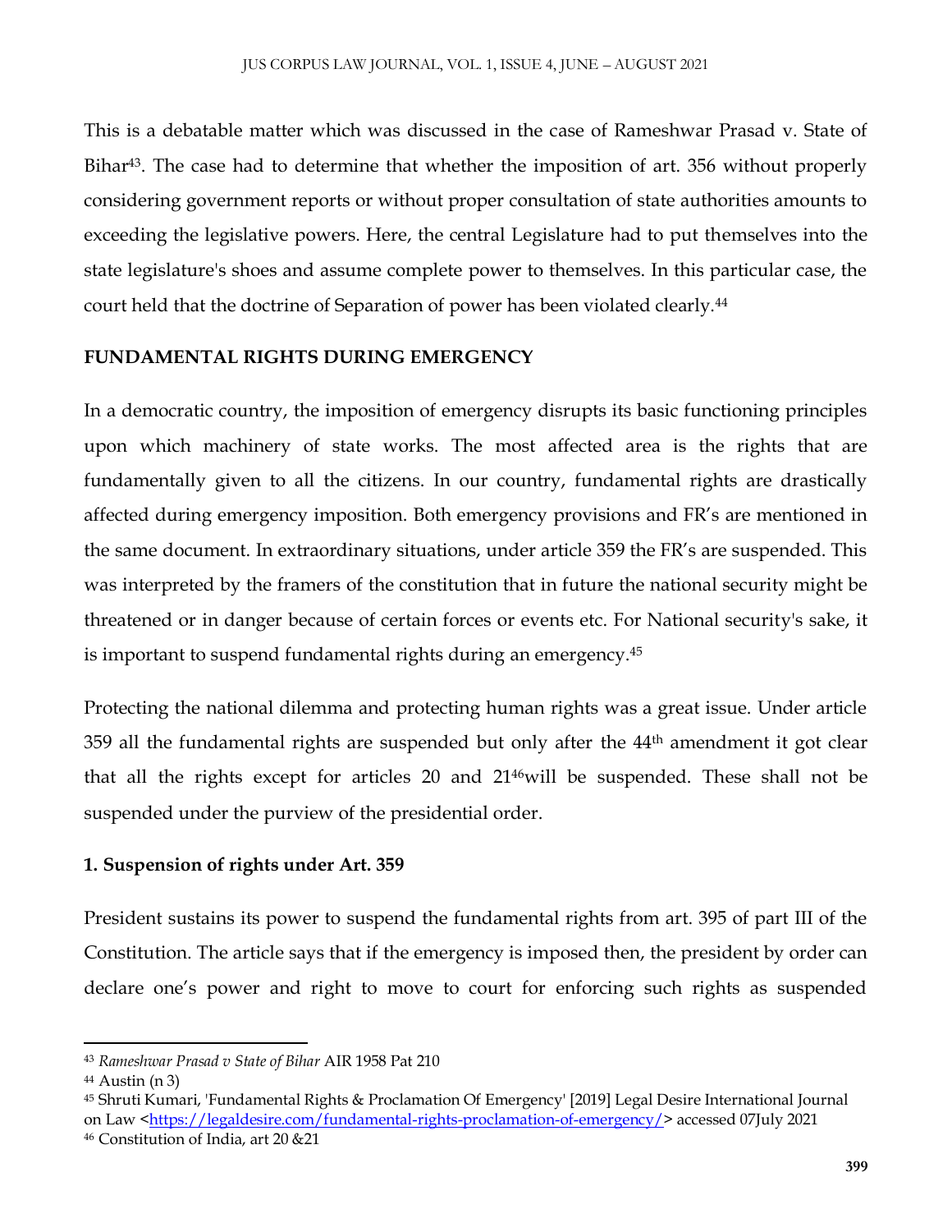This is a debatable matter which was discussed in the case of Rameshwar Prasad v. State of Bihar[43]. The case had to determine that whether the imposition of art. 356 without properly considering government reports or without proper consultation of state authorities amounts to exceeding the legislative powers. Here, the central Legislature had to put themselves into the state legislature's shoes and assume complete power to themselves. In this particular case, the court held that the doctrine of Separation of power has been violated clearly.[44]

**FUNDAMENTAL RIGHTS DURING EMERGENCY**

In a democratic country, the imposition of emergency disrupts its basic functioning principles upon which machinery of state works. The most affected area is the rights that are fundamentally given to all the citizens. In our country, fundamental rights are drastically affected during emergency imposition. Both emergency provisions and FR's are mentioned in the same document. In extraordinary situations, under article 359 the FR's are suspended. This was interpreted by the framers of the constitution that in future the national security might be threatened or in danger because of certain forces or events etc. For National security's sake, it is important to suspend fundamental rights during an emergency.[45]

Protecting the national dilemma and protecting human rights was a great issue. Under article 359 all the fundamental rights are suspended but only after the 44th amendment it got clear that all the rights except for articles 20 and 21[46]will be suspended. These shall not be suspended under the purview of the presidential order.

**1. Suspension of rights under Art. 359**

President sustains its power to suspend the fundamental rights from art. 395 of part III of the Constitution. The article says that if the emergency is imposed then, the president by order can declare one's power and right to move to court for enforcing such rights as suspended

---

[43] *Rameshwar Prasad v State of Bihar* AIR 1958 Pat 210

[44] Austin (n 3)

[45] Shruti Kumari, 'Fundamental Rights & Proclamation Of Emergency' [2019] Legal Desire International Journal on Law <https://legaldesire.com/fundamental-rights-proclamation-of-emergency/> accessed 07July 2021

[46] Constitution of India, art 20 &21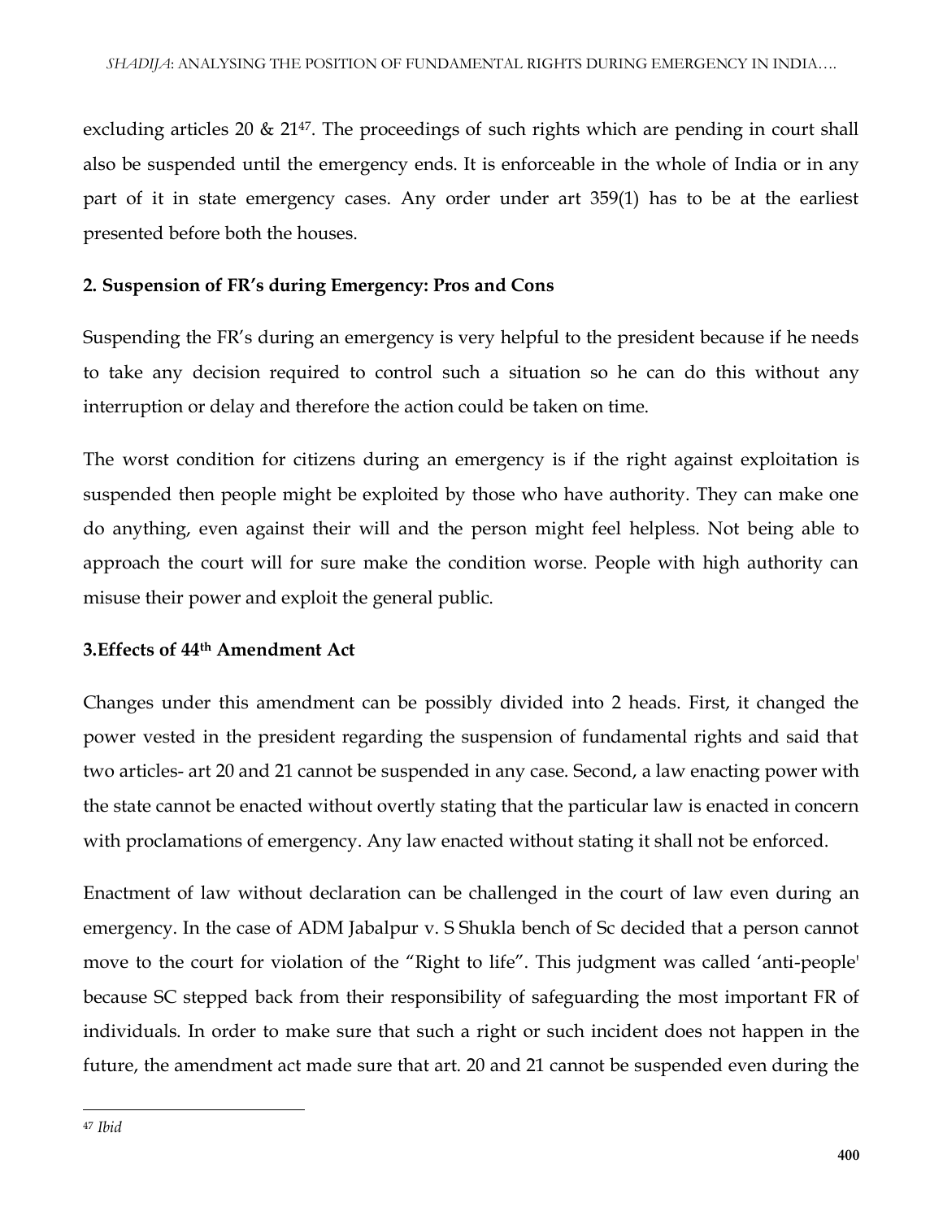excluding articles 20 & 21[47]. The proceedings of such rights which are pending in court shall also be suspended until the emergency ends. It is enforceable in the whole of India or in any part of it in state emergency cases. Any order under art 359(1) has to be at the earliest presented before both the houses.

## 2. Suspension of FR's during Emergency: Pros and Cons

Suspending the FR's during an emergency is very helpful to the president because if he needs to take any decision required to control such a situation so he can do this without any interruption or delay and therefore the action could be taken on time.

The worst condition for citizens during an emergency is if the right against exploitation is suspended then people might be exploited by those who have authority. They can make one do anything, even against their will and the person might feel helpless. Not being able to approach the court will for sure make the condition worse. People with high authority can misuse their power and exploit the general public.

## 3. Effects of 44th Amendment Act

Changes under this amendment can be possibly divided into 2 heads. First, it changed the power vested in the president regarding the suspension of fundamental rights and said that two articles- art 20 and 21 cannot be suspended in any case. Second, a law enacting power with the state cannot be enacted without overtly stating that the particular law is enacted in concern with proclamations of emergency. Any law enacted without stating it shall not be enforced.

Enactment of law without declaration can be challenged in the court of law even during an emergency. In the case of ADM Jabalpur v. S Shukla bench of Sc decided that a person cannot move to the court for violation of the "Right to life". This judgment was called 'anti-people' because SC stepped back from their responsibility of safeguarding the most important FR of individuals. In order to make sure that such a right or such incident does not happen in the future, the amendment act made sure that art. 20 and 21 cannot be suspended even during the

[47] *Ibid*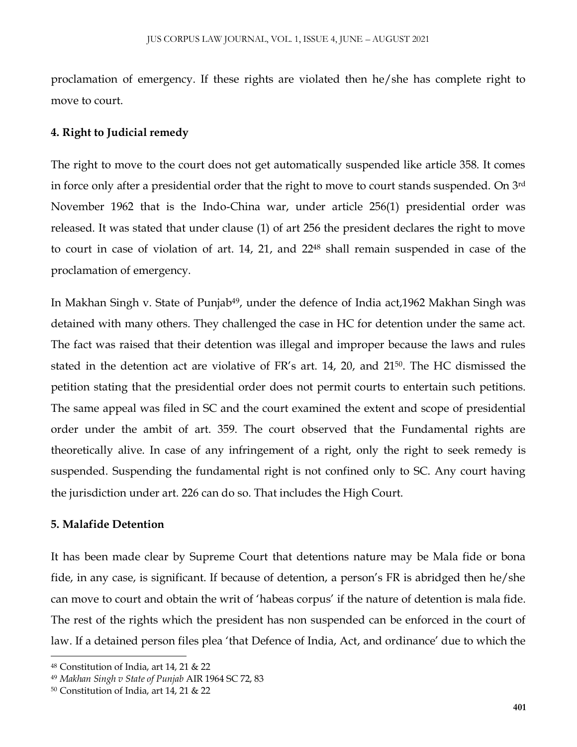proclamation of emergency. If these rights are violated then he/she has complete right to move to court.

**4. Right to Judicial remedy**

The right to move to the court does not get automatically suspended like article 358. It comes in force only after a presidential order that the right to move to court stands suspended. On 3rd November 1962 that is the Indo-China war, under article 256(1) presidential order was released. It was stated that under clause (1) of art 256 the president declares the right to move to court in case of violation of art. 14, 21, and 22[48] shall remain suspended in case of the proclamation of emergency.

In Makhan Singh v. State of Punjab[49], under the defence of India act,1962 Makhan Singh was detained with many others. They challenged the case in HC for detention under the same act. The fact was raised that their detention was illegal and improper because the laws and rules stated in the detention act are violative of FR's art. 14, 20, and 21[50]. The HC dismissed the petition stating that the presidential order does not permit courts to entertain such petitions. The same appeal was filed in SC and the court examined the extent and scope of presidential order under the ambit of art. 359. The court observed that the Fundamental rights are theoretically alive. In case of any infringement of a right, only the right to seek remedy is suspended. Suspending the fundamental right is not confined only to SC. Any court having the jurisdiction under art. 226 can do so. That includes the High Court.

**5. Malafide Detention**

It has been made clear by Supreme Court that detentions nature may be Mala fide or bona fide, in any case, is significant. If because of detention, a person's FR is abridged then he/she can move to court and obtain the writ of 'habeas corpus' if the nature of detention is mala fide. The rest of the rights which the president has non suspended can be enforced in the court of law. If a detained person files plea 'that Defence of India, Act, and ordinance' due to which the

---

[48] Constitution of India, art 14, 21 & 22

[49] *Makhan Singh v State of Punjab* AIR 1964 SC 72, 83

[50] Constitution of India, art 14, 21 & 22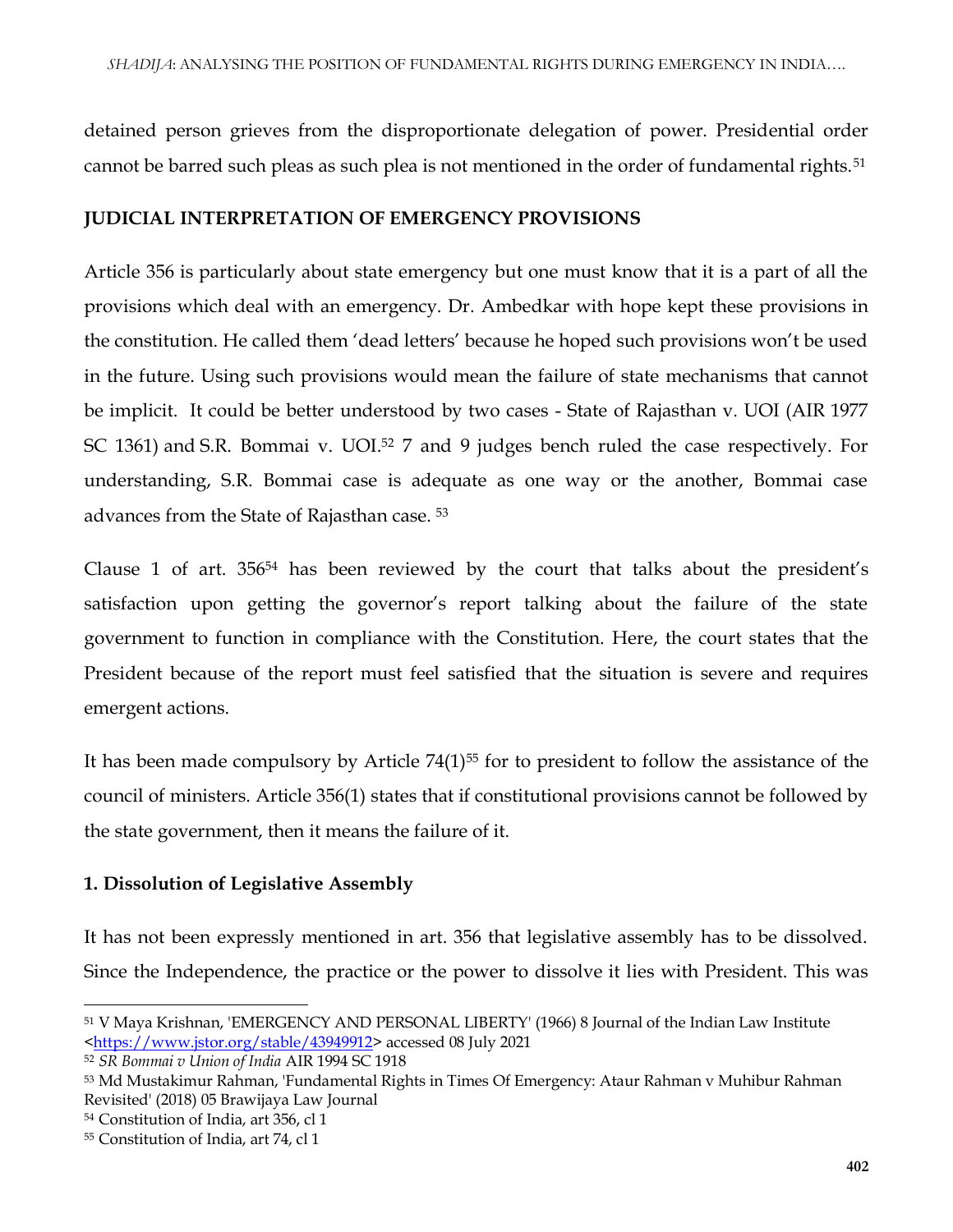detained person grieves from the disproportionate delegation of power. Presidential order cannot be barred such pleas as such plea is not mentioned in the order of fundamental rights.[51]

## JUDICIAL INTERPRETATION OF EMERGENCY PROVISIONS

Article 356 is particularly about state emergency but one must know that it is a part of all the provisions which deal with an emergency. Dr. Ambedkar with hope kept these provisions in the constitution. He called them 'dead letters' because he hoped such provisions won't be used in the future. Using such provisions would mean the failure of state mechanisms that cannot be implicit. It could be better understood by two cases - State of Rajasthan v. UOI (AIR 1977 SC 1361) and S.R. Bommai v. UOI.[52] 7 and 9 judges bench ruled the case respectively. For understanding, S.R. Bommai case is adequate as one way or the another, Bommai case advances from the State of Rajasthan case.[53]

Clause 1 of art. 356[54] has been reviewed by the court that talks about the president's satisfaction upon getting the governor's report talking about the failure of the state government to function in compliance with the Constitution. Here, the court states that the President because of the report must feel satisfied that the situation is severe and requires emergent actions.

It has been made compulsory by Article 74(1)[55] for to president to follow the assistance of the council of ministers. Article 356(1) states that if constitutional provisions cannot be followed by the state government, then it means the failure of it.

### 1. Dissolution of Legislative Assembly

It has not been expressly mentioned in art. 356 that legislative assembly has to be dissolved. Since the Independence, the practice or the power to dissolve it lies with President. This was

---

[51] V Maya Krishnan, 'EMERGENCY AND PERSONAL LIBERTY' (1966) 8 Journal of the Indian Law Institute <https://www.jstor.org/stable/43949912> accessed 08 July 2021

[52] *SR Bommai v Union of India* AIR 1994 SC 1918

[53] Md Mustakimur Rahman, 'Fundamental Rights in Times Of Emergency: Ataur Rahman v Muhibur Rahman Revisited' (2018) 05 Brawijaya Law Journal

[54] Constitution of India, art 356, cl 1

[55] Constitution of India, art 74, cl 1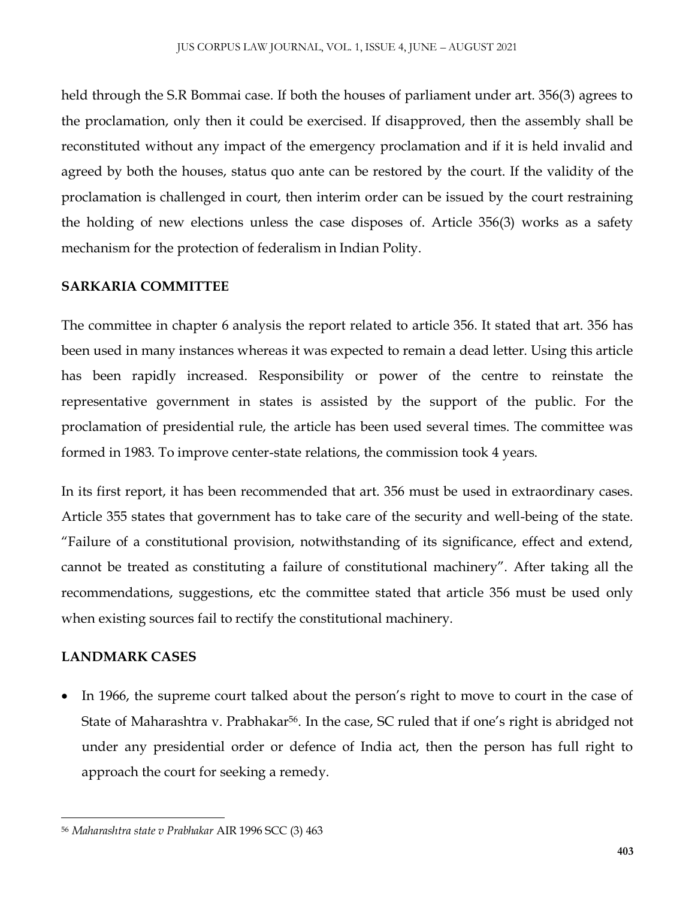held through the S.R Bommai case. If both the houses of parliament under art. 356(3) agrees to the proclamation, only then it could be exercised. If disapproved, then the assembly shall be reconstituted without any impact of the emergency proclamation and if it is held invalid and agreed by both the houses, status quo ante can be restored by the court. If the validity of the proclamation is challenged in court, then interim order can be issued by the court restraining the holding of new elections unless the case disposes of. Article 356(3) works as a safety mechanism for the protection of federalism in Indian Polity.

## SARKARIA COMMITTEE

The committee in chapter 6 analysis the report related to article 356. It stated that art. 356 has been used in many instances whereas it was expected to remain a dead letter. Using this article has been rapidly increased. Responsibility or power of the centre to reinstate the representative government in states is assisted by the support of the public. For the proclamation of presidential rule, the article has been used several times. The committee was formed in 1983. To improve center-state relations, the commission took 4 years.

In its first report, it has been recommended that art. 356 must be used in extraordinary cases. Article 355 states that government has to take care of the security and well-being of the state. "Failure of a constitutional provision, notwithstanding of its significance, effect and extend, cannot be treated as constituting a failure of constitutional machinery". After taking all the recommendations, suggestions, etc the committee stated that article 356 must be used only when existing sources fail to rectify the constitutional machinery.

## LANDMARK CASES

- In 1966, the supreme court talked about the person's right to move to court in the case of State of Maharashtra v. Prabhakar[56]. In the case, SC ruled that if one's right is abridged not under any presidential order or defence of India act, then the person has full right to approach the court for seeking a remedy.

---

[56] *Maharashtra state v Prabhakar* AIR 1996 SCC (3) 463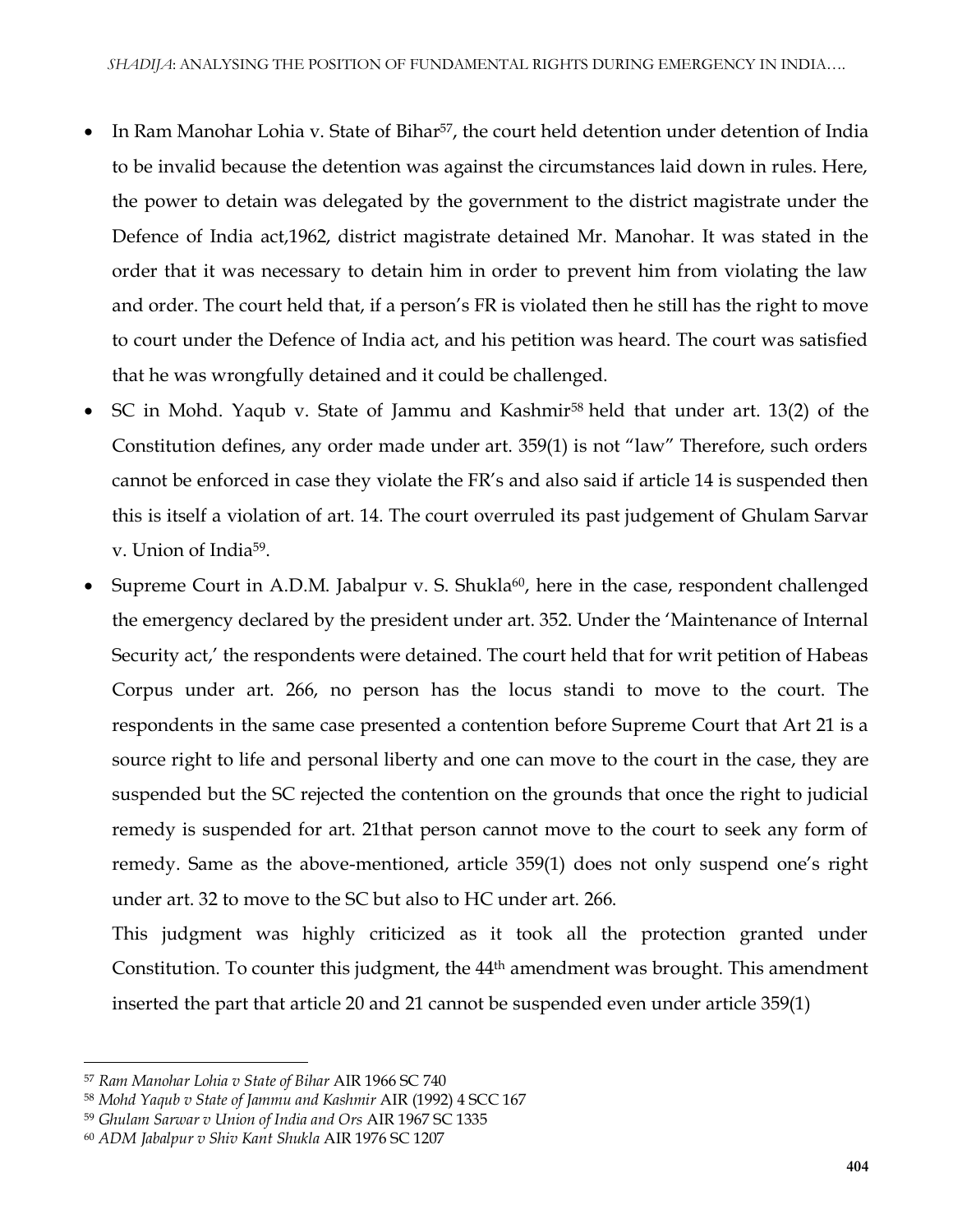- In Ram Manohar Lohia v. State of Bihar[57], the court held detention under detention of India to be invalid because the detention was against the circumstances laid down in rules. Here, the power to detain was delegated by the government to the district magistrate under the Defence of India act,1962, district magistrate detained Mr. Manohar. It was stated in the order that it was necessary to detain him in order to prevent him from violating the law and order. The court held that, if a person's FR is violated then he still has the right to move to court under the Defence of India act, and his petition was heard. The court was satisfied that he was wrongfully detained and it could be challenged.
- SC in Mohd. Yaqub v. State of Jammu and Kashmir[58] held that under art. 13(2) of the Constitution defines, any order made under art. 359(1) is not "law" Therefore, such orders cannot be enforced in case they violate the FR's and also said if article 14 is suspended then this is itself a violation of art. 14. The court overruled its past judgement of Ghulam Sarvar v. Union of India[59].
- Supreme Court in A.D.M. Jabalpur v. S. Shukla[60], here in the case, respondent challenged the emergency declared by the president under art. 352. Under the 'Maintenance of Internal Security act,' the respondents were detained. The court held that for writ petition of Habeas Corpus under art. 266, no person has the locus standi to move to the court. The respondents in the same case presented a contention before Supreme Court that Art 21 is a source right to life and personal liberty and one can move to the court in the case, they are suspended but the SC rejected the contention on the grounds that once the right to judicial remedy is suspended for art. 21that person cannot move to the court to seek any form of remedy. Same as the above-mentioned, article 359(1) does not only suspend one's right under art. 32 to move to the SC but also to HC under art. 266.

  This judgment was highly criticized as it took all the protection granted under Constitution. To counter this judgment, the 44th amendment was brought. This amendment inserted the part that article 20 and 21 cannot be suspended even under article 359(1)

---

[57] *Ram Manohar Lohia v State of Bihar* AIR 1966 SC 740

[58] *Mohd Yaqub v State of Jammu and Kashmir* AIR (1992) 4 SCC 167

[59] *Ghulam Sarwar v Union of India and Ors* AIR 1967 SC 1335

[60] *ADM Jabalpur v Shiv Kant Shukla* AIR 1976 SC 1207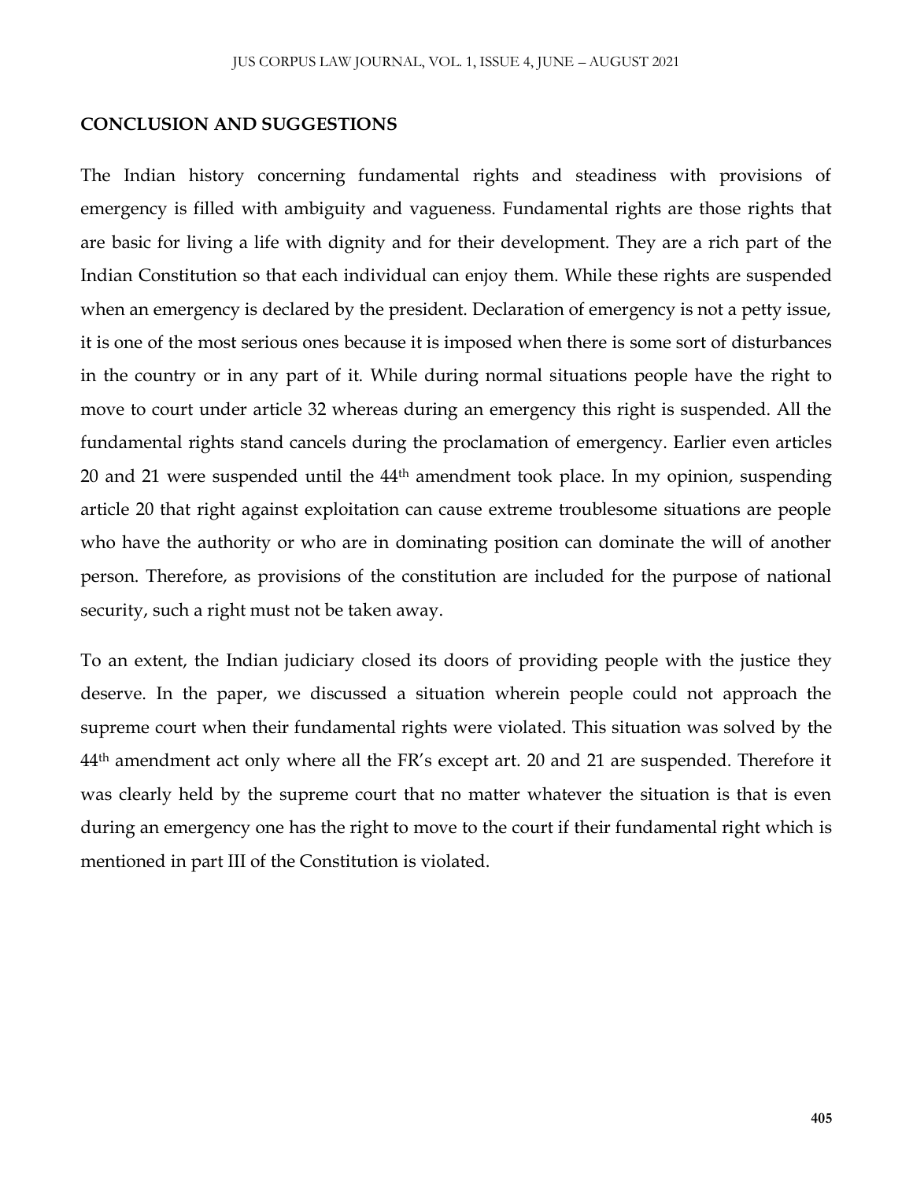## CONCLUSION AND SUGGESTIONS

The Indian history concerning fundamental rights and steadiness with provisions of emergency is filled with ambiguity and vagueness. Fundamental rights are those rights that are basic for living a life with dignity and for their development. They are a rich part of the Indian Constitution so that each individual can enjoy them. While these rights are suspended when an emergency is declared by the president. Declaration of emergency is not a petty issue, it is one of the most serious ones because it is imposed when there is some sort of disturbances in the country or in any part of it. While during normal situations people have the right to move to court under article 32 whereas during an emergency this right is suspended. All the fundamental rights stand cancels during the proclamation of emergency. Earlier even articles 20 and 21 were suspended until the 44th amendment took place. In my opinion, suspending article 20 that right against exploitation can cause extreme troublesome situations are people who have the authority or who are in dominating position can dominate the will of another person. Therefore, as provisions of the constitution are included for the purpose of national security, such a right must not be taken away.

To an extent, the Indian judiciary closed its doors of providing people with the justice they deserve. In the paper, we discussed a situation wherein people could not approach the supreme court when their fundamental rights were violated. This situation was solved by the 44th amendment act only where all the FR's except art. 20 and 21 are suspended. Therefore it was clearly held by the supreme court that no matter whatever the situation is that is even during an emergency one has the right to move to the court if their fundamental right which is mentioned in part III of the Constitution is violated.